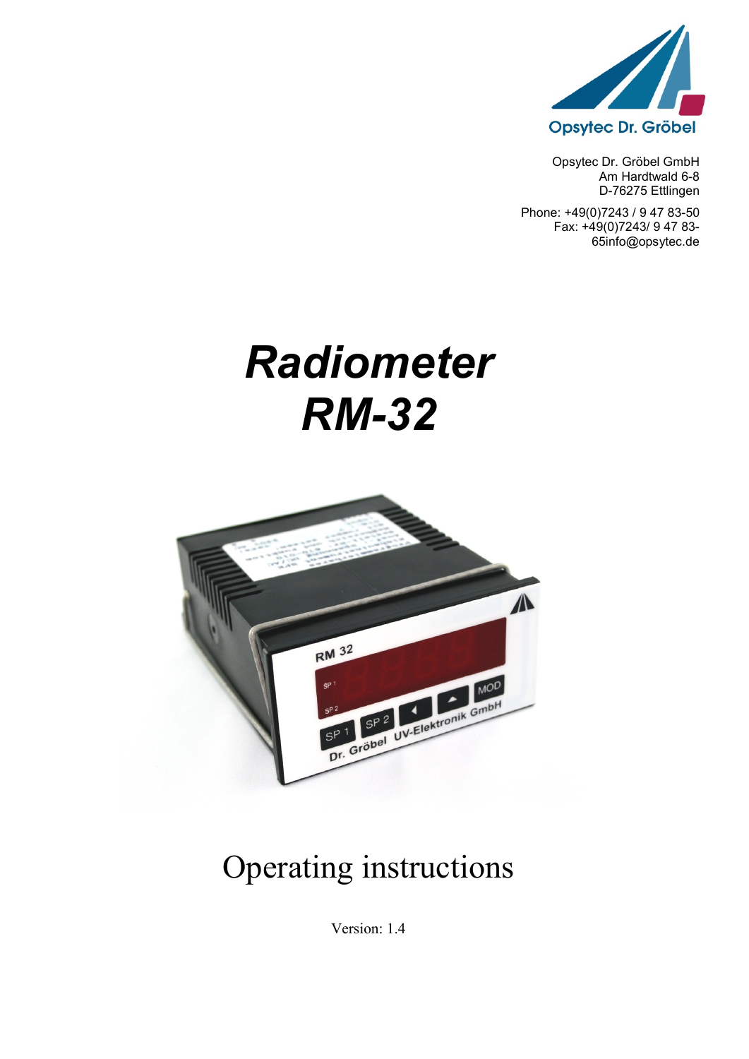Opsytec Dr. Gröbel

Opsytec Dr. Gröbel GmbH
Am Hardtwald 6-8
D-76275 Ettlingen

Phone: +49(0)7243 / 9 47 83-50
Fax: +49(0)7243/ 9 47 83-65info@opsytec.de

# *Radiometer RM-32*

## Operating instructions

Version: 1.4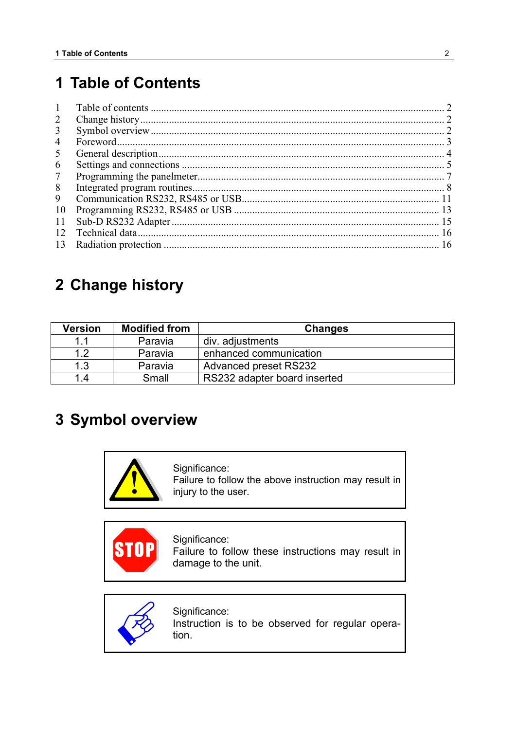# 1 Table of Contents

| | | |
|---|---|---|
| 1 | Table of contents | 2 |
| 2 | Change history | 2 |
| 3 | Symbol overview | 2 |
| 4 | Foreword | 3 |
| 5 | General description | 4 |
| 6 | Settings and connections | 5 |
| 7 | Programming the panelmeter | 7 |
| 8 | Integrated program routines | 8 |
| 9 | Communication RS232, RS485 or USB | 11 |
| 10 | Programming RS232, RS485 or USB | 13 |
| 11 | Sub-D RS232 Adapter | 15 |
| 12 | Technical data | 16 |
| 13 | Radiation protection | 16 |

# 2 Change history

| Version | Modified from | Changes |
|---|---|---|
| 1.1 | Paravia | div. adjustments |
| 1.2 | Paravia | enhanced communication |
| 1.3 | Paravia | Advanced preset RS232 |
| 1.4 | Small | RS232 adapter board inserted |

# 3 Symbol overview

Significance:
Failure to follow the above instruction may result in injury to the user.

Significance:
Failure to follow these instructions may result in damage to the unit.

Significance:
Instruction is to be observed for regular operation.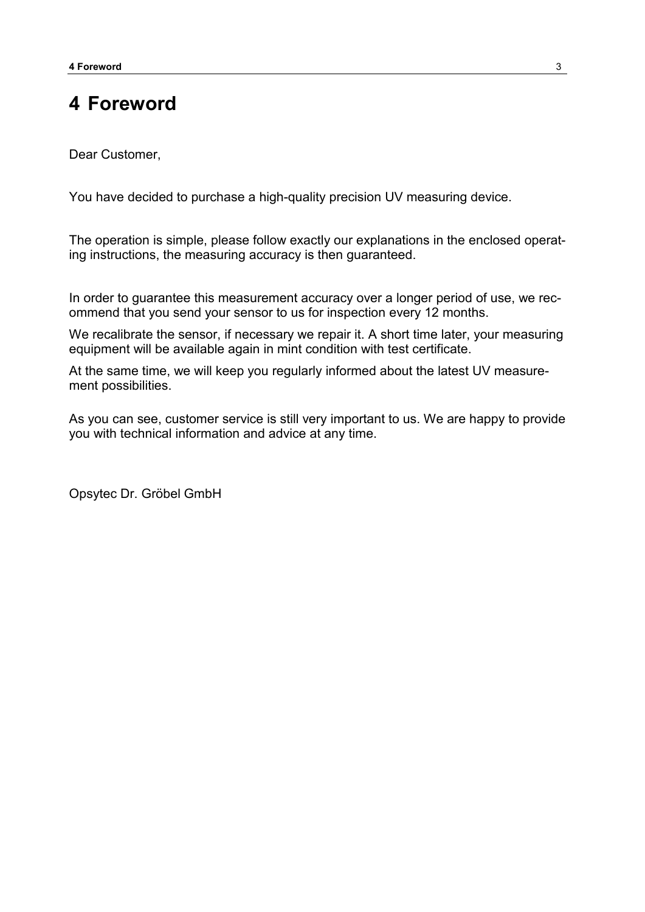# 4 Foreword

Dear Customer,

You have decided to purchase a high-quality precision UV measuring device.

The operation is simple, please follow exactly our explanations in the enclosed operating instructions, the measuring accuracy is then guaranteed.

In order to guarantee this measurement accuracy over a longer period of use, we recommend that you send your sensor to us for inspection every 12 months.

We recalibrate the sensor, if necessary we repair it. A short time later, your measuring equipment will be available again in mint condition with test certificate.

At the same time, we will keep you regularly informed about the latest UV measurement possibilities.

As you can see, customer service is still very important to us. We are happy to provide you with technical information and advice at any time.

Opsytec Dr. Gröbel GmbH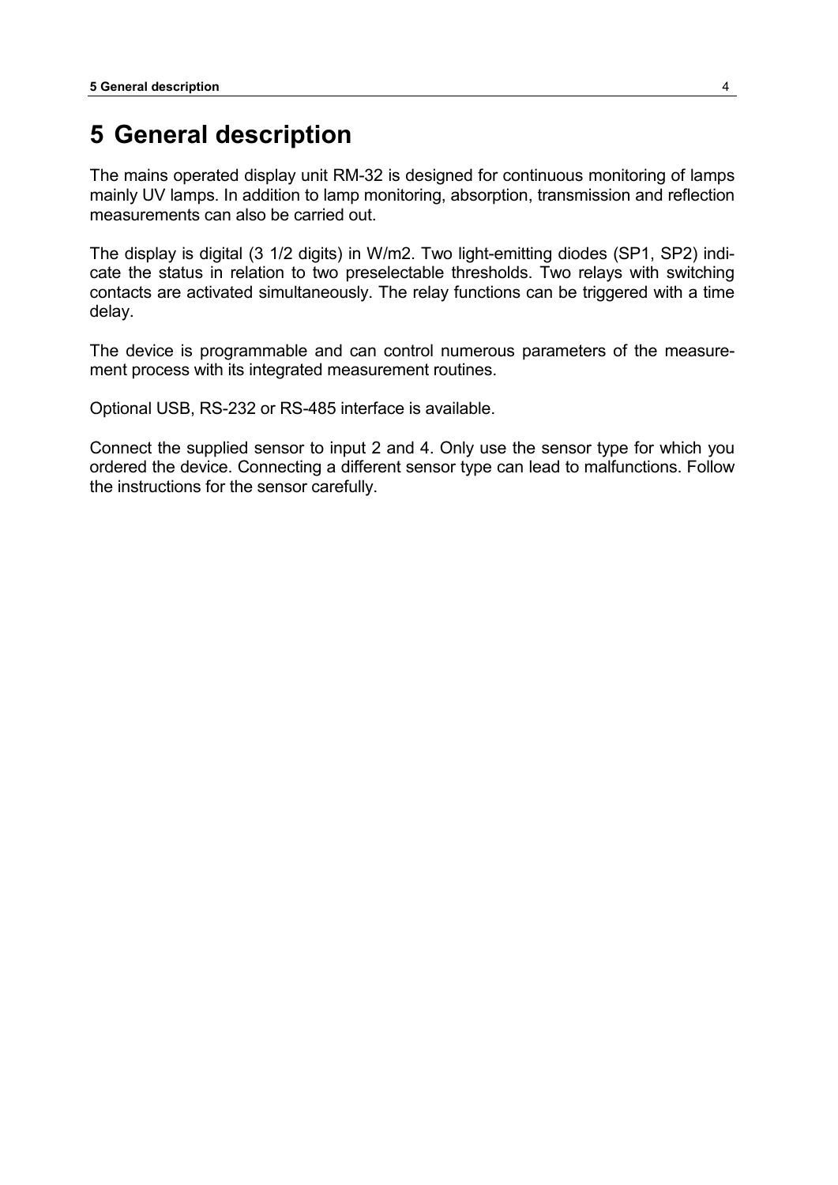# 5 General description

The mains operated display unit RM-32 is designed for continuous monitoring of lamps mainly UV lamps. In addition to lamp monitoring, absorption, transmission and reflection measurements can also be carried out.

The display is digital (3 1/2 digits) in W/m2. Two light-emitting diodes (SP1, SP2) indicate the status in relation to two preselectable thresholds. Two relays with switching contacts are activated simultaneously. The relay functions can be triggered with a time delay.

The device is programmable and can control numerous parameters of the measurement process with its integrated measurement routines.

Optional USB, RS-232 or RS-485 interface is available.

Connect the supplied sensor to input 2 and 4. Only use the sensor type for which you ordered the device. Connecting a different sensor type can lead to malfunctions. Follow the instructions for the sensor carefully.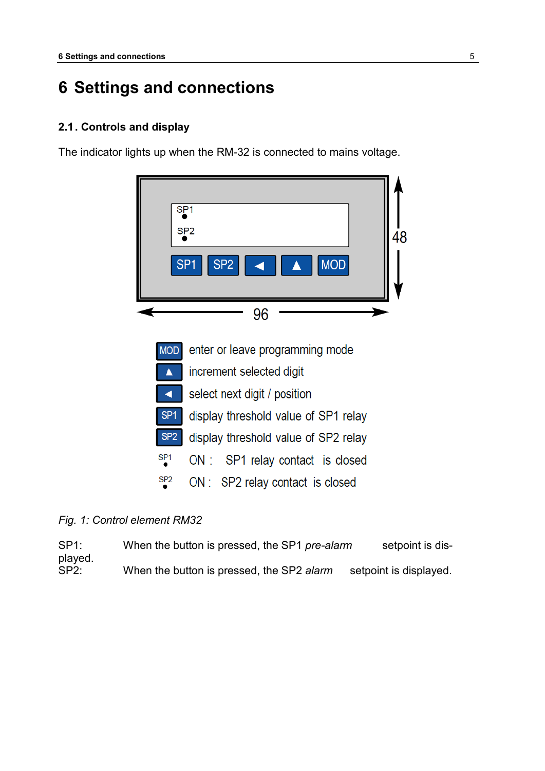# 6 Settings and connections

## 2.1. Controls and display

The indicator lights up when the RM-32 is connected to mains voltage.

| | |
|---|---|
| MOD | enter or leave programming mode |
| ▲ | increment selected digit |
| ◄ | select next digit / position |
| SP1 | display threshold value of SP1 relay |
| SP2 | display threshold value of SP2 relay |
| SP1 • | ON : SP1 relay contact is closed |
| SP2 • | ON : SP2 relay contact is closed |

*Fig. 1: Control element RM32*

SP1: When the button is pressed, the SP1 *pre-alarm* setpoint is displayed.
SP2: When the button is pressed, the SP2 *alarm* setpoint is displayed.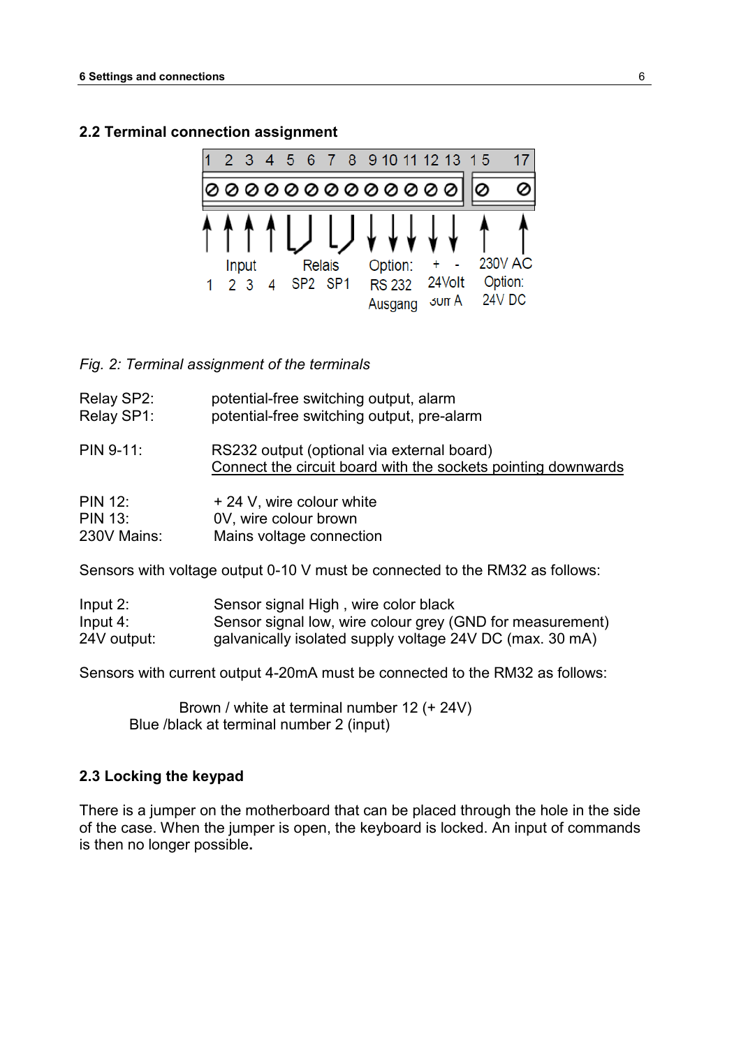## 2.2 Terminal connection assignment

*Fig. 2: Terminal assignment of the terminals*

| | |
|---|---|
| Relay SP2: | potential-free switching output, alarm |
| Relay SP1: | potential-free switching output, pre-alarm |

PIN 9-11: RS232 output (optional via external board)
Connect the circuit board with the sockets pointing downwards

| | |
|---|---|
| PIN 12: | + 24 V, wire colour white |
| PIN 13: | 0V, wire colour brown |
| 230V Mains: | Mains voltage connection |

Sensors with voltage output 0-10 V must be connected to the RM32 as follows:

| | |
|---|---|
| Input 2: | Sensor signal High , wire color black |
| Input 4: | Sensor signal low, wire colour grey (GND for measurement) |
| 24V output: | galvanically isolated supply voltage 24V DC (max. 30 mA) |

Sensors with current output 4-20mA must be connected to the RM32 as follows:

Brown / white at terminal number 12 (+ 24V)
Blue /black at terminal number 2 (input)

## 2.3 Locking the keypad

There is a jumper on the motherboard that can be placed through the hole in the side of the case. When the jumper is open, the keyboard is locked. An input of commands is then no longer possible.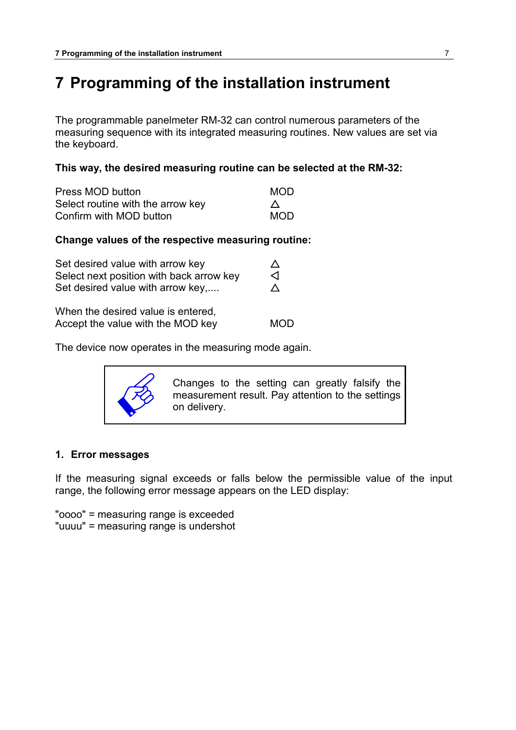# 7 Programming of the installation instrument

The programmable panelmeter RM-32 can control numerous parameters of the measuring sequence with its integrated measuring routines. New values are set via the keyboard.

**This way, the desired measuring routine can be selected at the RM-32:**

| | |
|---|---|
| Press MOD button | MOD |
| Select routine with the arrow key | △ |
| Confirm with MOD button | MOD |

**Change values of the respective measuring routine:**

| | |
|---|---|
| Set desired value with arrow key | △ |
| Select next position with back arrow key | ◁ |
| Set desired value with arrow key,.... | △ |

| | |
|---|---|
| When the desired value is entered, Accept the value with the MOD key | MOD |

The device now operates in the measuring mode again.

> Changes to the setting can greatly falsify the measurement result. Pay attention to the settings on delivery.

### 1. Error messages

If the measuring signal exceeds or falls below the permissible value of the input range, the following error message appears on the LED display:

"oooo" = measuring range is exceeded
"uuuu" = measuring range is undershot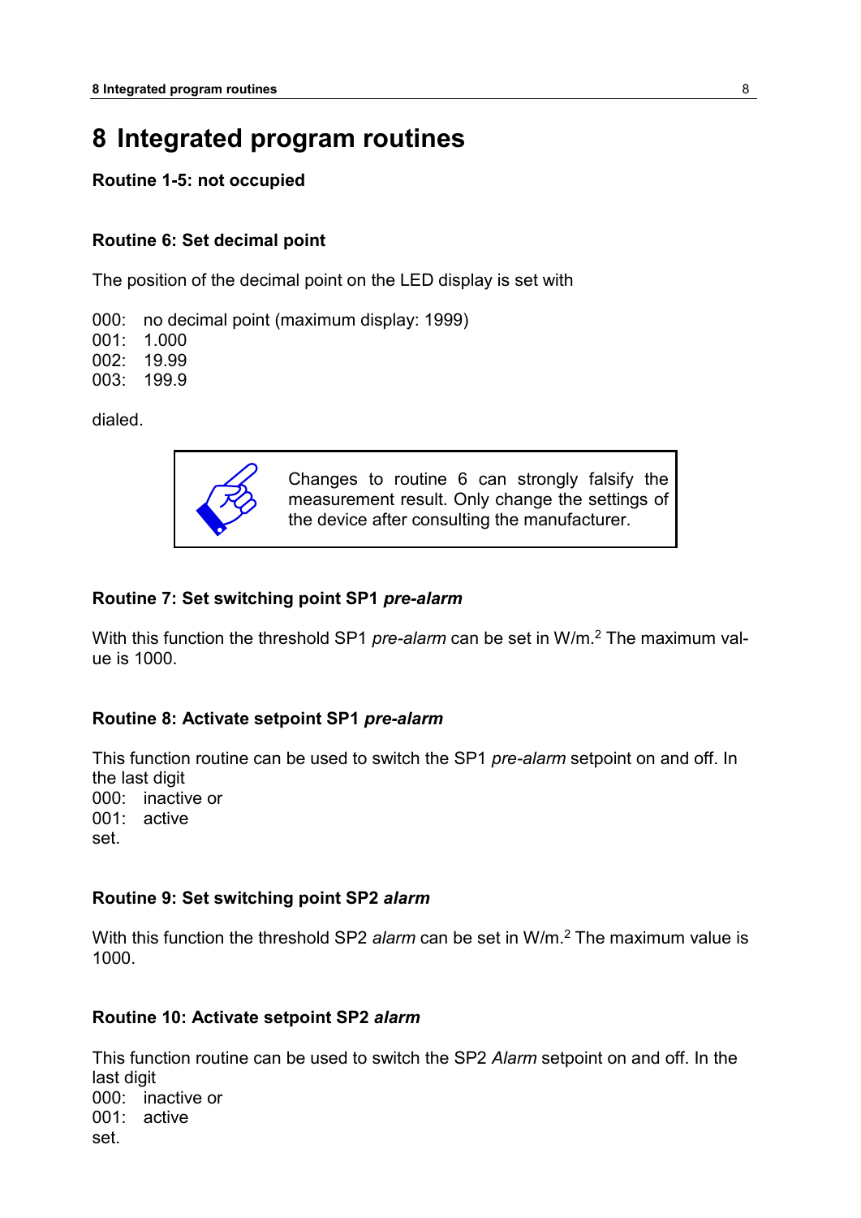# 8 Integrated program routines

**Routine 1-5: not occupied**

**Routine 6: Set decimal point**

The position of the decimal point on the LED display is set with

000: no decimal point (maximum display: 1999)
001: 1.000
002: 19.99
003: 199.9

dialed.

> Changes to routine 6 can strongly falsify the measurement result. Only change the settings of the device after consulting the manufacturer.

**Routine 7: Set switching point SP1 *pre-alarm***

With this function the threshold SP1 *pre-alarm* can be set in $W/m.^2$ The maximum value is 1000.

**Routine 8: Activate setpoint SP1 *pre-alarm***

This function routine can be used to switch the SP1 *pre-alarm* setpoint on and off. In the last digit
000: inactive or
001: active
set.

**Routine 9: Set switching point SP2 *alarm***

With this function the threshold SP2 *alarm* can be set in $W/m.^2$ The maximum value is 1000.

**Routine 10: Activate setpoint SP2 *alarm***

This function routine can be used to switch the SP2 *Alarm* setpoint on and off. In the last digit
000: inactive or
001: active
set.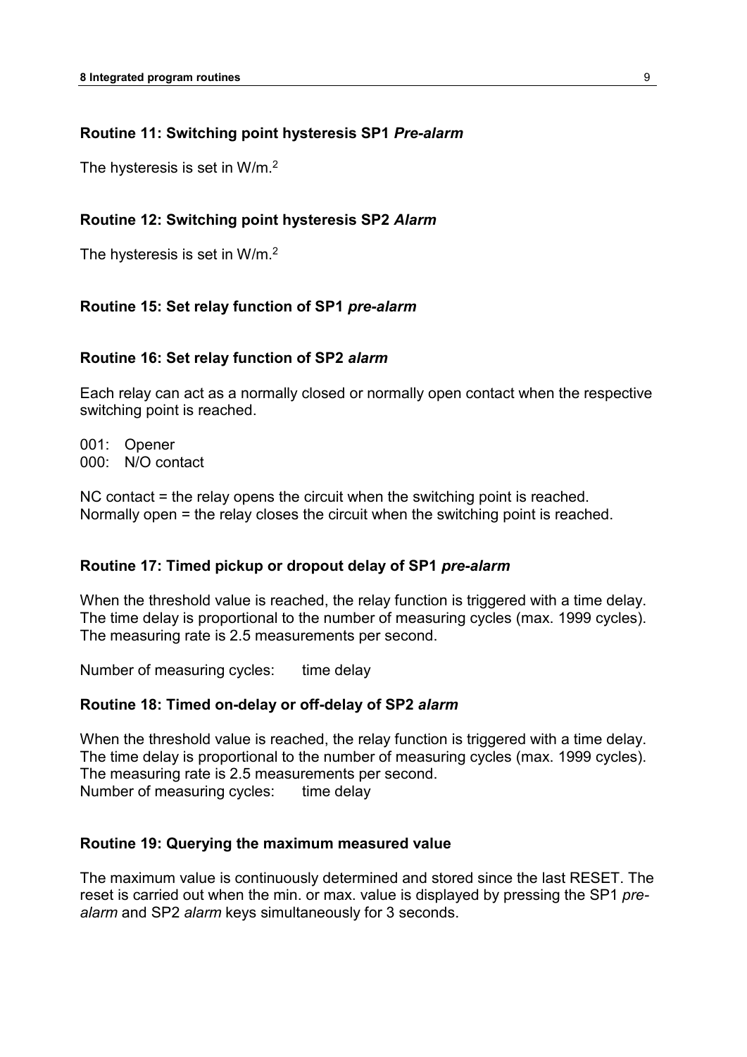### Routine 11: Switching point hysteresis SP1 *Pre-alarm*

The hysteresis is set in W/m.[2]

### Routine 12: Switching point hysteresis SP2 *Alarm*

The hysteresis is set in W/m.[2]

### Routine 15: Set relay function of SP1 *pre-alarm*

### Routine 16: Set relay function of SP2 *alarm*

Each relay can act as a normally closed or normally open contact when the respective switching point is reached.

001: Opener
000: N/O contact

NC contact = the relay opens the circuit when the switching point is reached.
Normally open = the relay closes the circuit when the switching point is reached.

### Routine 17: Timed pickup or dropout delay of SP1 *pre-alarm*

When the threshold value is reached, the relay function is triggered with a time delay. The time delay is proportional to the number of measuring cycles (max. 1999 cycles). The measuring rate is 2.5 measurements per second.

Number of measuring cycles: time delay

### Routine 18: Timed on-delay or off-delay of SP2 *alarm*

When the threshold value is reached, the relay function is triggered with a time delay. The time delay is proportional to the number of measuring cycles (max. 1999 cycles). The measuring rate is 2.5 measurements per second.
Number of measuring cycles: time delay

### Routine 19: Querying the maximum measured value

The maximum value is continuously determined and stored since the last RESET. The reset is carried out when the min. or max. value is displayed by pressing the SP1 *pre-alarm* and SP2 *alarm* keys simultaneously for 3 seconds.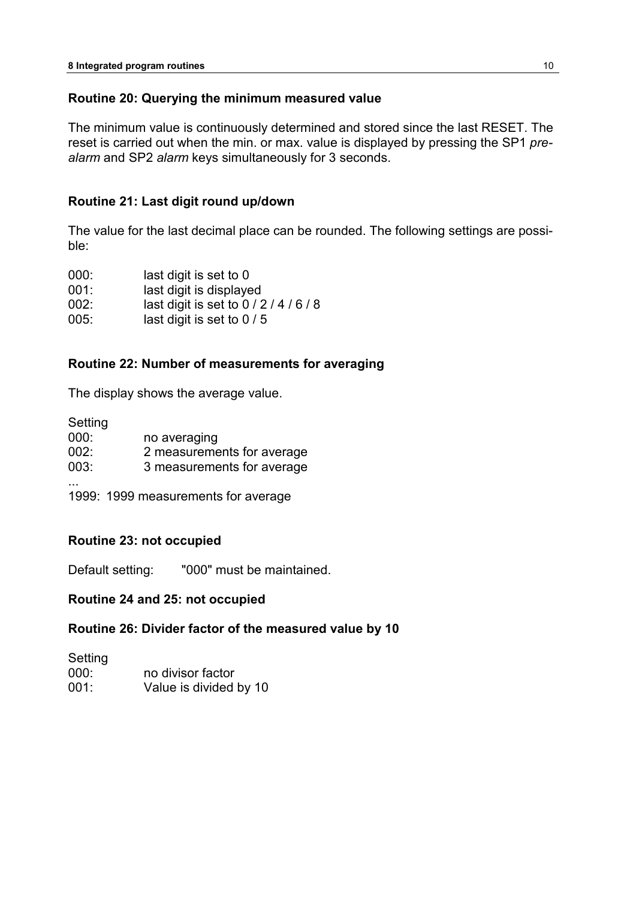### Routine 20: Querying the minimum measured value

The minimum value is continuously determined and stored since the last RESET. The reset is carried out when the min. or max. value is displayed by pressing the SP1 *pre-alarm* and SP2 *alarm* keys simultaneously for 3 seconds.

### Routine 21: Last digit round up/down

The value for the last decimal place can be rounded. The following settings are possible:

000: last digit is set to 0
001: last digit is displayed
002: last digit is set to 0 / 2 / 4 / 6 / 8
005: last digit is set to 0 / 5

### Routine 22: Number of measurements for averaging

The display shows the average value.

Setting
000: no averaging
002: 2 measurements for average
003: 3 measurements for average
...
1999: 1999 measurements for average

### Routine 23: not occupied

Default setting: "000" must be maintained.

### Routine 24 and 25: not occupied

### Routine 26: Divider factor of the measured value by 10

Setting
000: no divisor factor
001: Value is divided by 10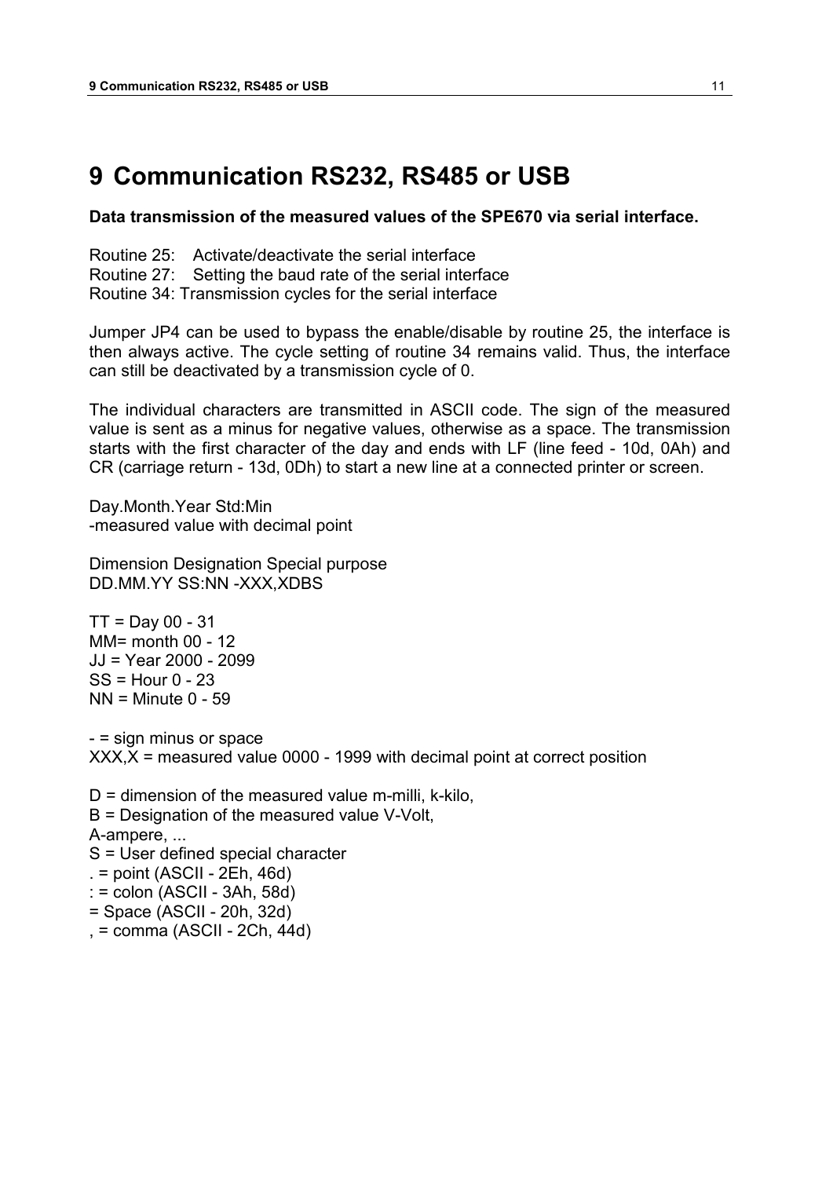# 9 Communication RS232, RS485 or USB

**Data transmission of the measured values of the SPE670 via serial interface.**

Routine 25: Activate/deactivate the serial interface
Routine 27: Setting the baud rate of the serial interface
Routine 34: Transmission cycles for the serial interface

Jumper JP4 can be used to bypass the enable/disable by routine 25, the interface is then always active. The cycle setting of routine 34 remains valid. Thus, the interface can still be deactivated by a transmission cycle of 0.

The individual characters are transmitted in ASCII code. The sign of the measured value is sent as a minus for negative values, otherwise as a space. The transmission starts with the first character of the day and ends with LF (line feed - 10d, 0Ah) and CR (carriage return - 13d, 0Dh) to start a new line at a connected printer or screen.

Day.Month.Year Std:Min
-measured value with decimal point

Dimension Designation Special purpose
DD.MM.YY SS:NN -XXX,XDBS

TT = Day 00 - 31
MM= month 00 - 12
JJ = Year 2000 - 2099
SS = Hour 0 - 23
NN = Minute 0 - 59

- = sign minus or space
XXX,X = measured value 0000 - 1999 with decimal point at correct position

D = dimension of the measured value m-milli, k-kilo,
B = Designation of the measured value V-Volt,
A-ampere, ...
S = User defined special character
. = point (ASCII - 2Eh, 46d)
: = colon (ASCII - 3Ah, 58d)
= Space (ASCII - 20h, 32d)
, = comma (ASCII - 2Ch, 44d)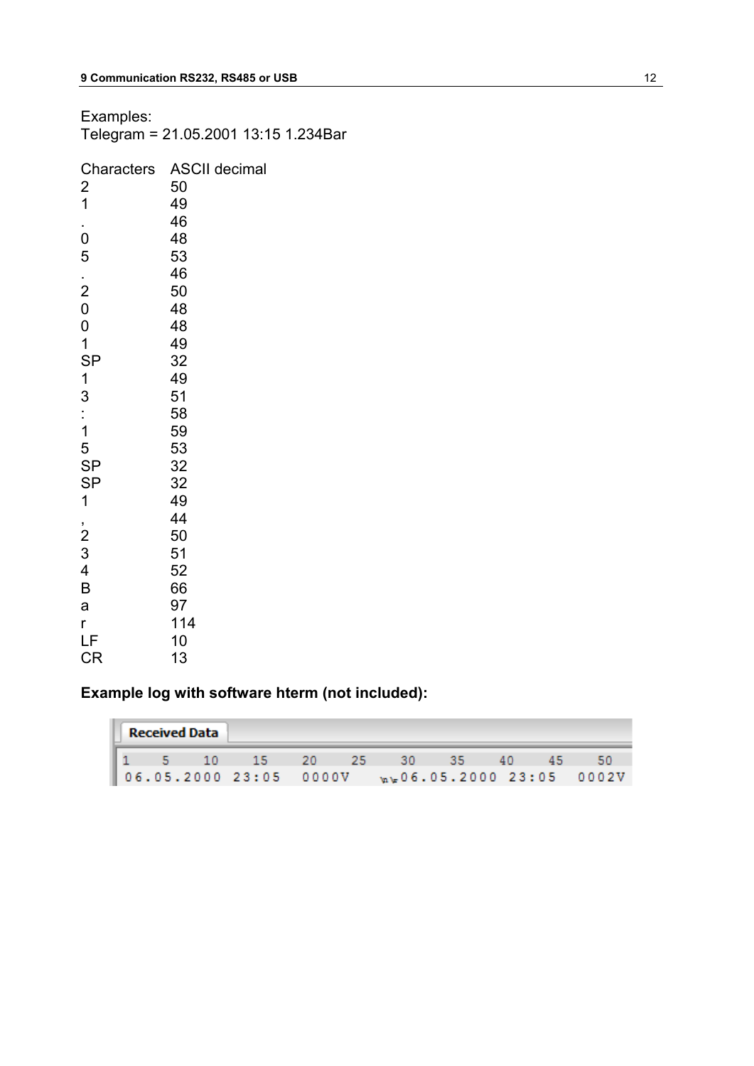Examples:
Telegram = 21.05.2001 13:15 1.234Bar

| Characters | ASCII decimal |
|---|---|
| 2 | 50 |
| 1 | 49 |
| . | 46 |
| 0 | 48 |
| 5 | 53 |
| . | 46 |
| 2 | 50 |
| 0 | 48 |
| 0 | 48 |
| 1 | 49 |
| SP | 32 |
| 1 | 49 |
| 3 | 51 |
| : | 58 |
| 1 | 59 |
| 5 | 53 |
| SP | 32 |
| SP | 32 |
| 1 | 49 |
| , | 44 |
| 2 | 50 |
| 3 | 51 |
| 4 | 52 |
| B | 66 |
| a | 97 |
| r | 114 |
| LF | 10 |
| CR | 13 |

**Example log with software hterm (not included):**

```
Received Data
1    5    10    15    20    25    30    35    40    45    50
06.05.2000 23:05  0000V  \n\r06.05.2000 23:05  0002V
```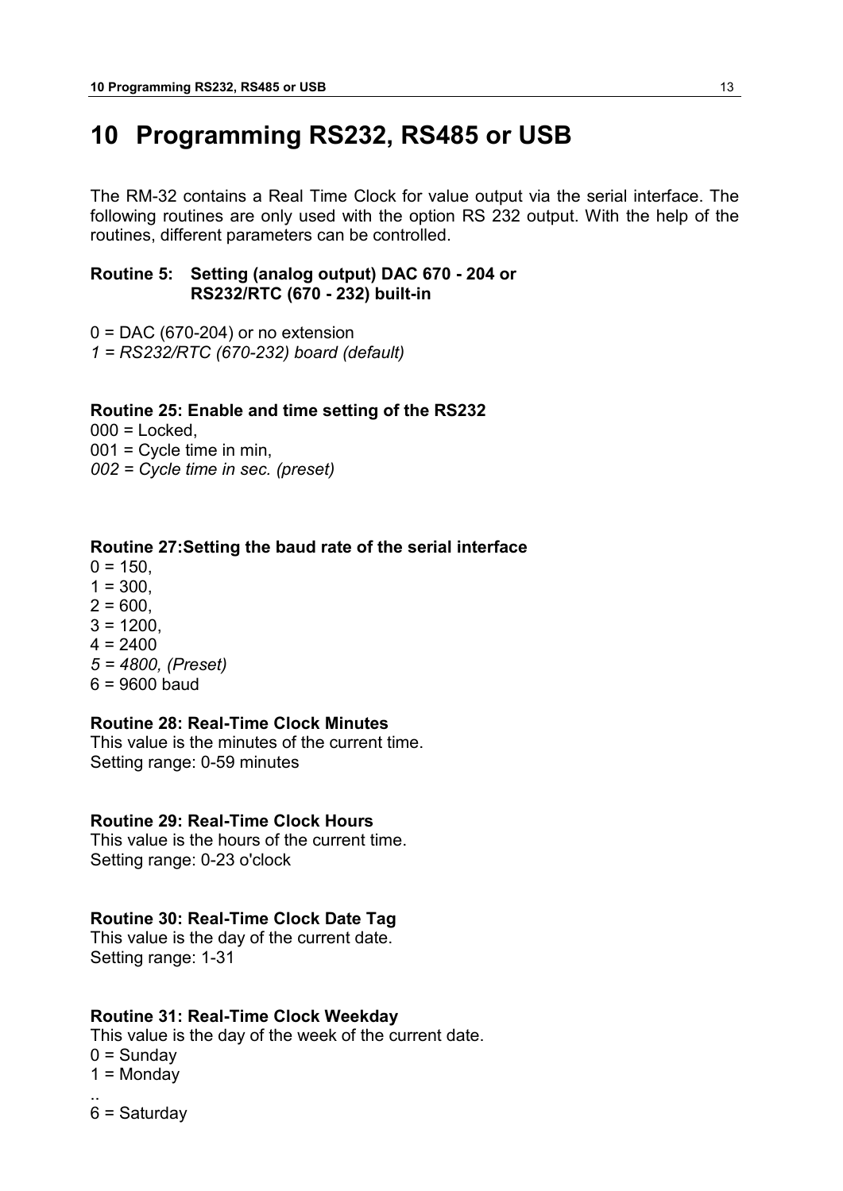# 10 Programming RS232, RS485 or USB

The RM-32 contains a Real Time Clock for value output via the serial interface. The following routines are only used with the option RS 232 output. With the help of the routines, different parameters can be controlled.

**Routine 5: Setting (analog output) DAC 670 - 204 or RS232/RTC (670 - 232) built-in**

0 = DAC (670-204) or no extension
*1 = RS232/RTC (670-232) board (default)*

**Routine 25: Enable and time setting of the RS232**
000 = Locked,
001 = Cycle time in min,
*002 = Cycle time in sec. (preset)*

**Routine 27:Setting the baud rate of the serial interface**
0 = 150,
1 = 300,
2 = 600,
3 = 1200,
4 = 2400
*5 = 4800, (Preset)*
6 = 9600 baud

**Routine 28: Real-Time Clock Minutes**
This value is the minutes of the current time.
Setting range: 0-59 minutes

**Routine 29: Real-Time Clock Hours**
This value is the hours of the current time.
Setting range: 0-23 o'clock

**Routine 30: Real-Time Clock Date Tag**
This value is the day of the current date.
Setting range: 1-31

**Routine 31: Real-Time Clock Weekday**
This value is the day of the week of the current date.
0 = Sunday
1 = Monday
..
6 = Saturday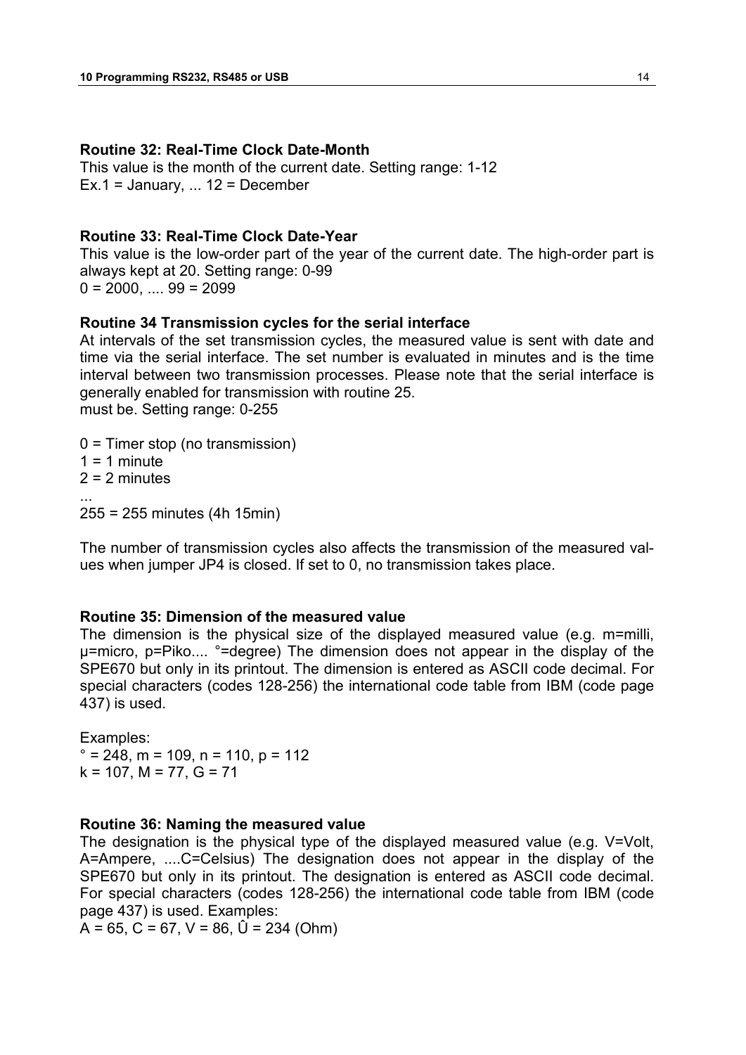### Routine 32: Real-Time Clock Date-Month

This value is the month of the current date. Setting range: 1-12
Ex.1 = January, ... 12 = December

### Routine 33: Real-Time Clock Date-Year

This value is the low-order part of the year of the current date. The high-order part is always kept at 20. Setting range: 0-99
0 = 2000, .... 99 = 2099

### Routine 34 Transmission cycles for the serial interface

At intervals of the set transmission cycles, the measured value is sent with date and time via the serial interface. The set number is evaluated in minutes and is the time interval between two transmission processes. Please note that the serial interface is generally enabled for transmission with routine 25.
must be. Setting range: 0-255

0 = Timer stop (no transmission)
1 = 1 minute
2 = 2 minutes
...
255 = 255 minutes (4h 15min)

The number of transmission cycles also affects the transmission of the measured values when jumper JP4 is closed. If set to 0, no transmission takes place.

### Routine 35: Dimension of the measured value

The dimension is the physical size of the displayed measured value (e.g. m=milli, µ=micro, p=Piko.... °=degree) The dimension does not appear in the display of the SPE670 but only in its printout. The dimension is entered as ASCII code decimal. For special characters (codes 128-256) the international code table from IBM (code page 437) is used.

Examples:
° = 248, m = 109, n = 110, p = 112
k = 107, M = 77, G = 71

### Routine 36: Naming the measured value

The designation is the physical type of the displayed measured value (e.g. V=Volt, A=Ampere, ....C=Celsius) The designation does not appear in the display of the SPE670 but only in its printout. The designation is entered as ASCII code decimal. For special characters (codes 128-256) the international code table from IBM (code page 437) is used. Examples:
A = 65, C = 67, V = 86, Û = 234 (Ohm)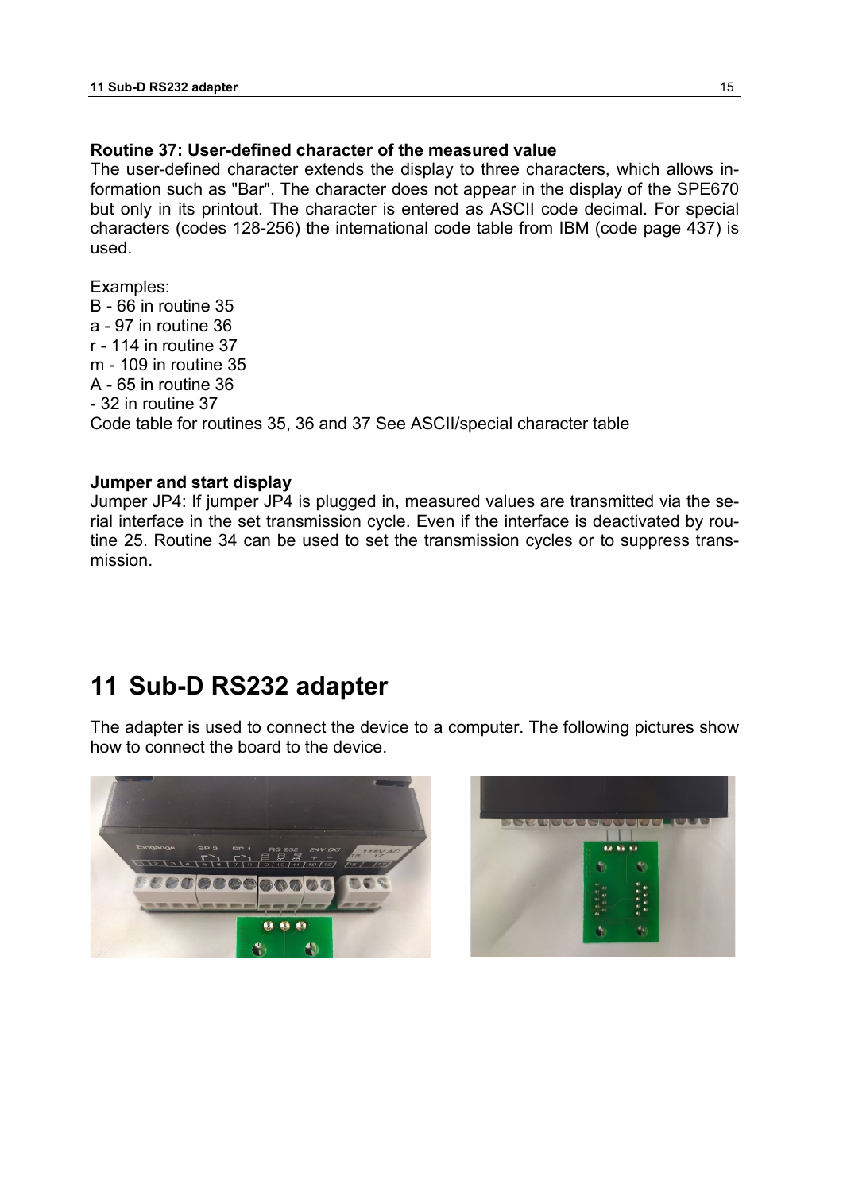**Routine 37: User-defined character of the measured value**

The user-defined character extends the display to three characters, which allows information such as "Bar". The character does not appear in the display of the SPE670 but only in its printout. The character is entered as ASCII code decimal. For special characters (codes 128-256) the international code table from IBM (code page 437) is used.

Examples:
B - 66 in routine 35
a - 97 in routine 36
r - 114 in routine 37
m - 109 in routine 35
A - 65 in routine 36
- 32 in routine 37
Code table for routines 35, 36 and 37 See ASCII/special character table

**Jumper and start display**

Jumper JP4: If jumper JP4 is plugged in, measured values are transmitted via the serial interface in the set transmission cycle. Even if the interface is deactivated by routine 25. Routine 34 can be used to set the transmission cycles or to suppress transmission.

# 11 Sub-D RS232 adapter

The adapter is used to connect the device to a computer. The following pictures show how to connect the board to the device.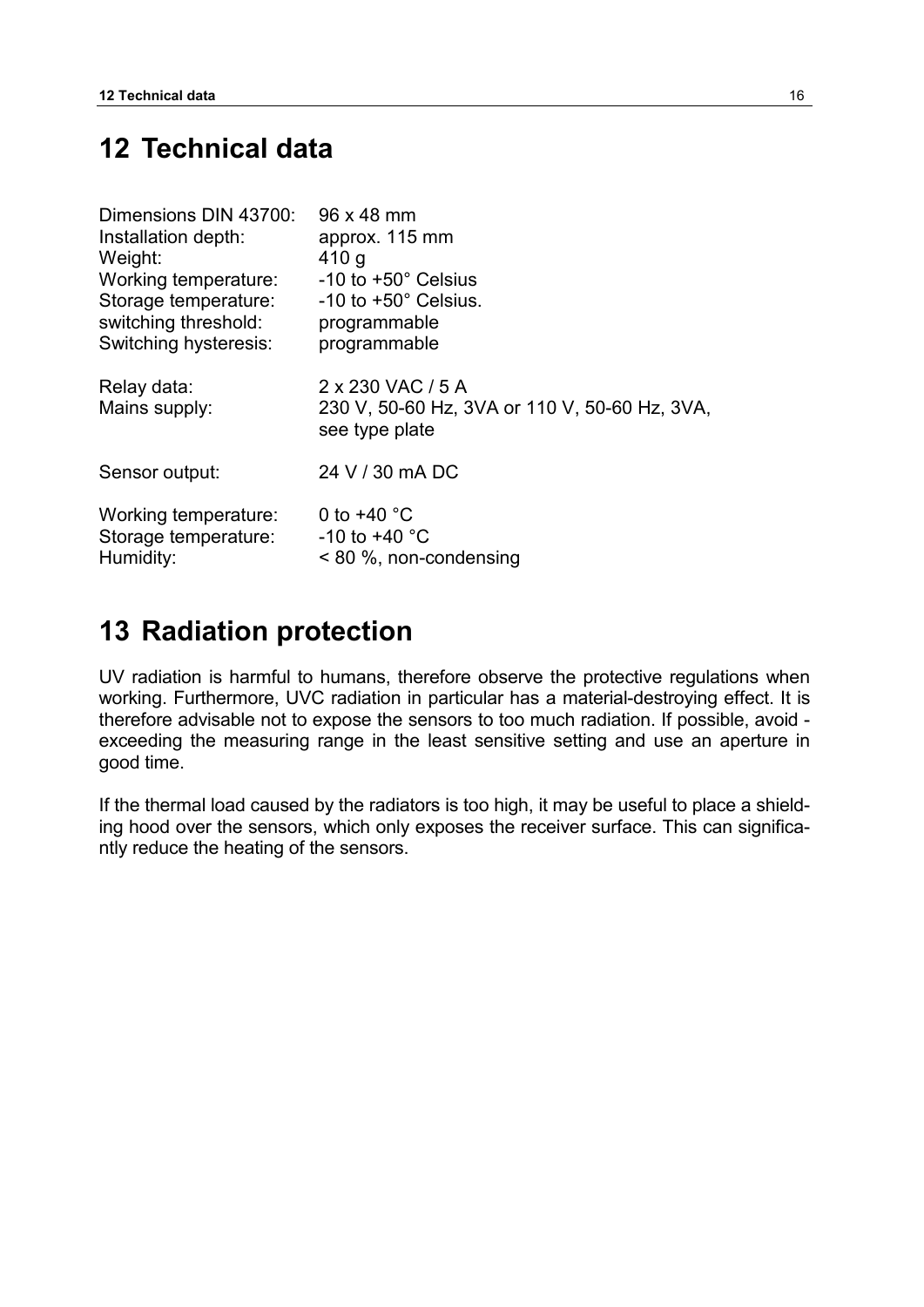# 12 Technical data

| | |
|---|---|
| Dimensions DIN 43700: | 96 x 48 mm |
| Installation depth: | approx. 115 mm |
| Weight: | 410 g |
| Working temperature: | -10 to +50° Celsius |
| Storage temperature: | -10 to +50° Celsius. |
| switching threshold: | programmable |
| Switching hysteresis: | programmable |
| Relay data: | 2 x 230 VAC / 5 A |
| Mains supply: | 230 V, 50-60 Hz, 3VA or 110 V, 50-60 Hz, 3VA, see type plate |
| Sensor output: | 24 V / 30 mA DC |
| Working temperature: | 0 to +40 °C |
| Storage temperature: | -10 to +40 °C |
| Humidity: | < 80 %, non-condensing |

# 13 Radiation protection

UV radiation is harmful to humans, therefore observe the protective regulations when working. Furthermore, UVC radiation in particular has a material-destroying effect. It is therefore advisable not to expose the sensors to too much radiation. If possible, avoid - exceeding the measuring range in the least sensitive setting and use an aperture in good time.

If the thermal load caused by the radiators is too high, it may be useful to place a shielding hood over the sensors, which only exposes the receiver surface. This can significantly reduce the heating of the sensors.